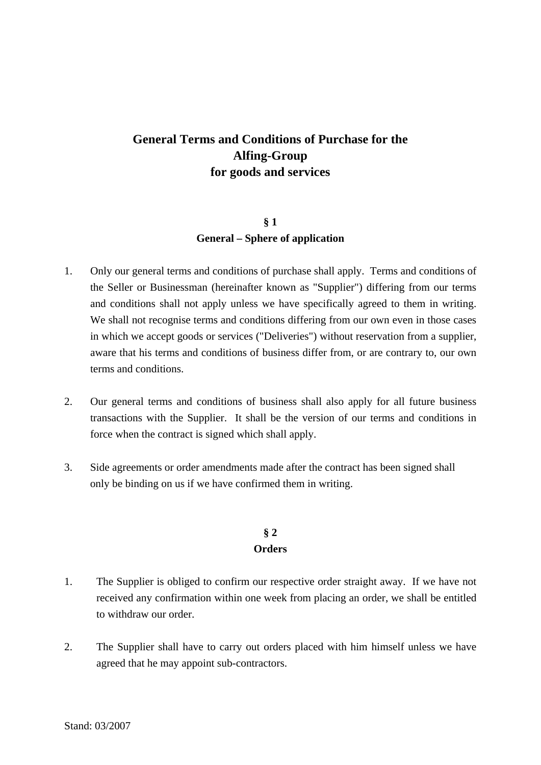# General Terms and Conditions of Purchase for the Alfing-Group for goods and services

## § 1
## General – Sphere of application

1. Only our general terms and conditions of purchase shall apply. Terms and conditions of the Seller or Businessman (hereinafter known as "Supplier") differing from our terms and conditions shall not apply unless we have specifically agreed to them in writing. We shall not recognise terms and conditions differing from our own even in those cases in which we accept goods or services ("Deliveries") without reservation from a supplier, aware that his terms and conditions of business differ from, or are contrary to, our own terms and conditions.

2. Our general terms and conditions of business shall also apply for all future business transactions with the Supplier. It shall be the version of our terms and conditions in force when the contract is signed which shall apply.

3. Side agreements or order amendments made after the contract has been signed shall only be binding on us if we have confirmed them in writing.

## § 2
## Orders

1. The Supplier is obliged to confirm our respective order straight away. If we have not received any confirmation within one week from placing an order, we shall be entitled to withdraw our order.

2. The Supplier shall have to carry out orders placed with him himself unless we have agreed that he may appoint sub-contractors.

Stand: 03/2007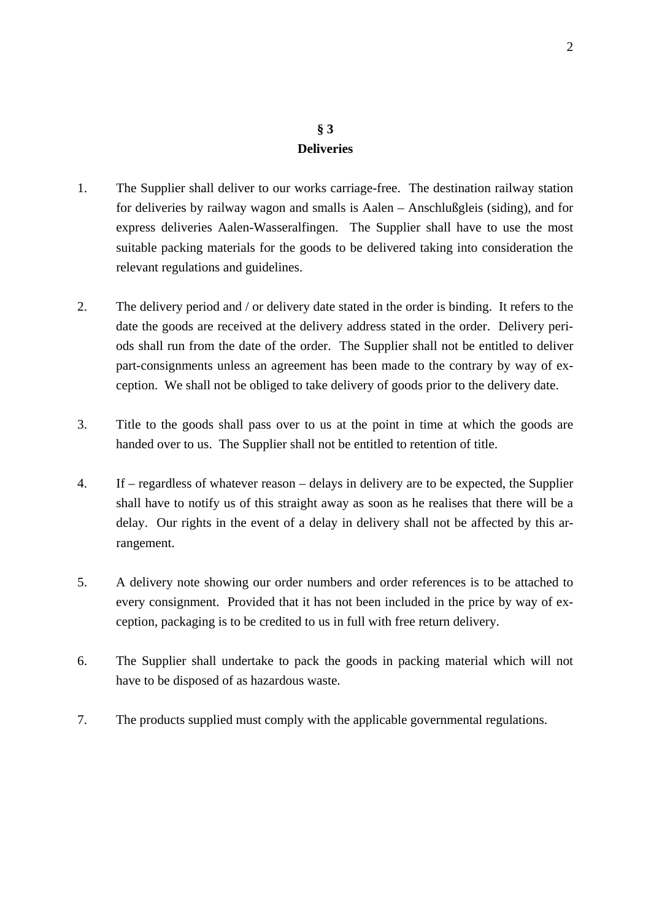## § 3
## Deliveries

1. The Supplier shall deliver to our works carriage-free. The destination railway station for deliveries by railway wagon and smalls is Aalen – Anschlußgleis (siding), and for express deliveries Aalen-Wasseralfingen. The Supplier shall have to use the most suitable packing materials for the goods to be delivered taking into consideration the relevant regulations and guidelines.

2. The delivery period and / or delivery date stated in the order is binding. It refers to the date the goods are received at the delivery address stated in the order. Delivery periods shall run from the date of the order. The Supplier shall not be entitled to deliver part-consignments unless an agreement has been made to the contrary by way of exception. We shall not be obliged to take delivery of goods prior to the delivery date.

3. Title to the goods shall pass over to us at the point in time at which the goods are handed over to us. The Supplier shall not be entitled to retention of title.

4. If – regardless of whatever reason – delays in delivery are to be expected, the Supplier shall have to notify us of this straight away as soon as he realises that there will be a delay. Our rights in the event of a delay in delivery shall not be affected by this arrangement.

5. A delivery note showing our order numbers and order references is to be attached to every consignment. Provided that it has not been included in the price by way of exception, packaging is to be credited to us in full with free return delivery.

6. The Supplier shall undertake to pack the goods in packing material which will not have to be disposed of as hazardous waste.

7. The products supplied must comply with the applicable governmental regulations.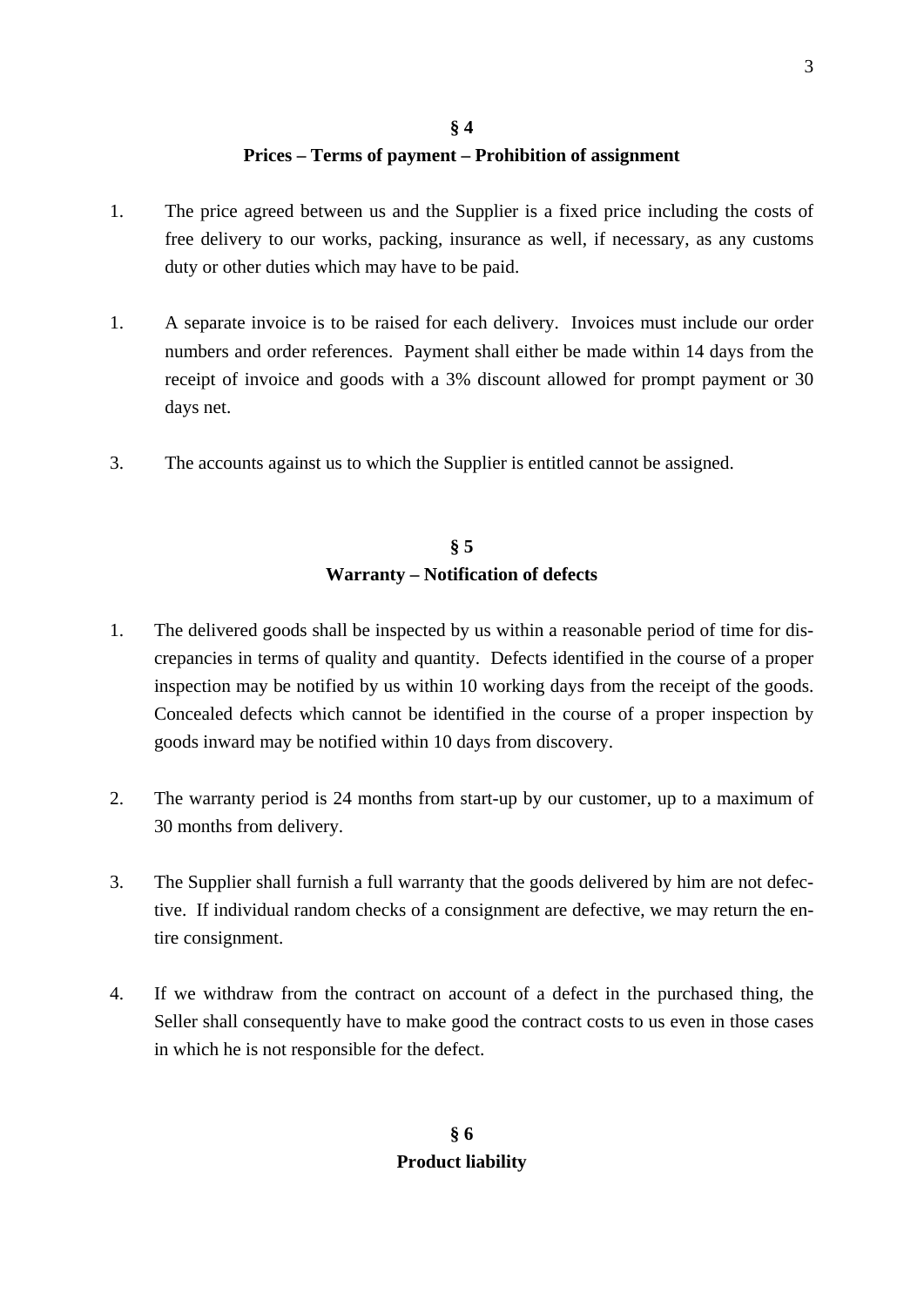## § 4
## Prices – Terms of payment – Prohibition of assignment

1. The price agreed between us and the Supplier is a fixed price including the costs of free delivery to our works, packing, insurance as well, if necessary, as any customs duty or other duties which may have to be paid.

1. A separate invoice is to be raised for each delivery. Invoices must include our order numbers and order references. Payment shall either be made within 14 days from the receipt of invoice and goods with a 3% discount allowed for prompt payment or 30 days net.

3. The accounts against us to which the Supplier is entitled cannot be assigned.

## § 5
## Warranty – Notification of defects

1. The delivered goods shall be inspected by us within a reasonable period of time for discrepancies in terms of quality and quantity. Defects identified in the course of a proper inspection may be notified by us within 10 working days from the receipt of the goods. Concealed defects which cannot be identified in the course of a proper inspection by goods inward may be notified within 10 days from discovery.

2. The warranty period is 24 months from start-up by our customer, up to a maximum of 30 months from delivery.

3. The Supplier shall furnish a full warranty that the goods delivered by him are not defective. If individual random checks of a consignment are defective, we may return the entire consignment.

4. If we withdraw from the contract on account of a defect in the purchased thing, the Seller shall consequently have to make good the contract costs to us even in those cases in which he is not responsible for the defect.

## § 6
## Product liability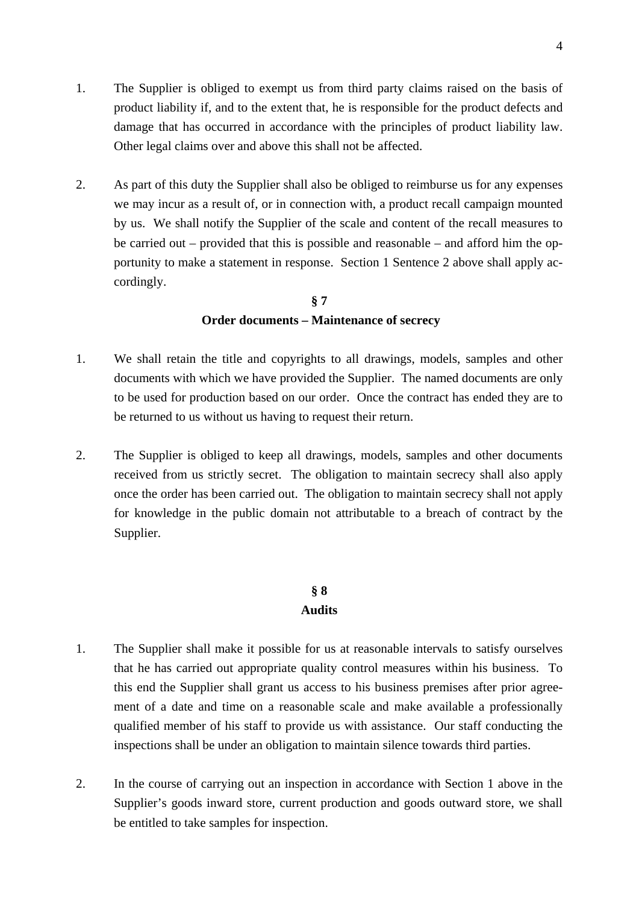1. The Supplier is obliged to exempt us from third party claims raised on the basis of product liability if, and to the extent that, he is responsible for the product defects and damage that has occurred in accordance with the principles of product liability law. Other legal claims over and above this shall not be affected.

2. As part of this duty the Supplier shall also be obliged to reimburse us for any expenses we may incur as a result of, or in connection with, a product recall campaign mounted by us. We shall notify the Supplier of the scale and content of the recall measures to be carried out – provided that this is possible and reasonable – and afford him the opportunity to make a statement in response. Section 1 Sentence 2 above shall apply accordingly.

## § 7
## Order documents – Maintenance of secrecy

1. We shall retain the title and copyrights to all drawings, models, samples and other documents with which we have provided the Supplier. The named documents are only to be used for production based on our order. Once the contract has ended they are to be returned to us without us having to request their return.

2. The Supplier is obliged to keep all drawings, models, samples and other documents received from us strictly secret. The obligation to maintain secrecy shall also apply once the order has been carried out. The obligation to maintain secrecy shall not apply for knowledge in the public domain not attributable to a breach of contract by the Supplier.

## § 8
## Audits

1. The Supplier shall make it possible for us at reasonable intervals to satisfy ourselves that he has carried out appropriate quality control measures within his business. To this end the Supplier shall grant us access to his business premises after prior agreement of a date and time on a reasonable scale and make available a professionally qualified member of his staff to provide us with assistance. Our staff conducting the inspections shall be under an obligation to maintain silence towards third parties.

2. In the course of carrying out an inspection in accordance with Section 1 above in the Supplier's goods inward store, current production and goods outward store, we shall be entitled to take samples for inspection.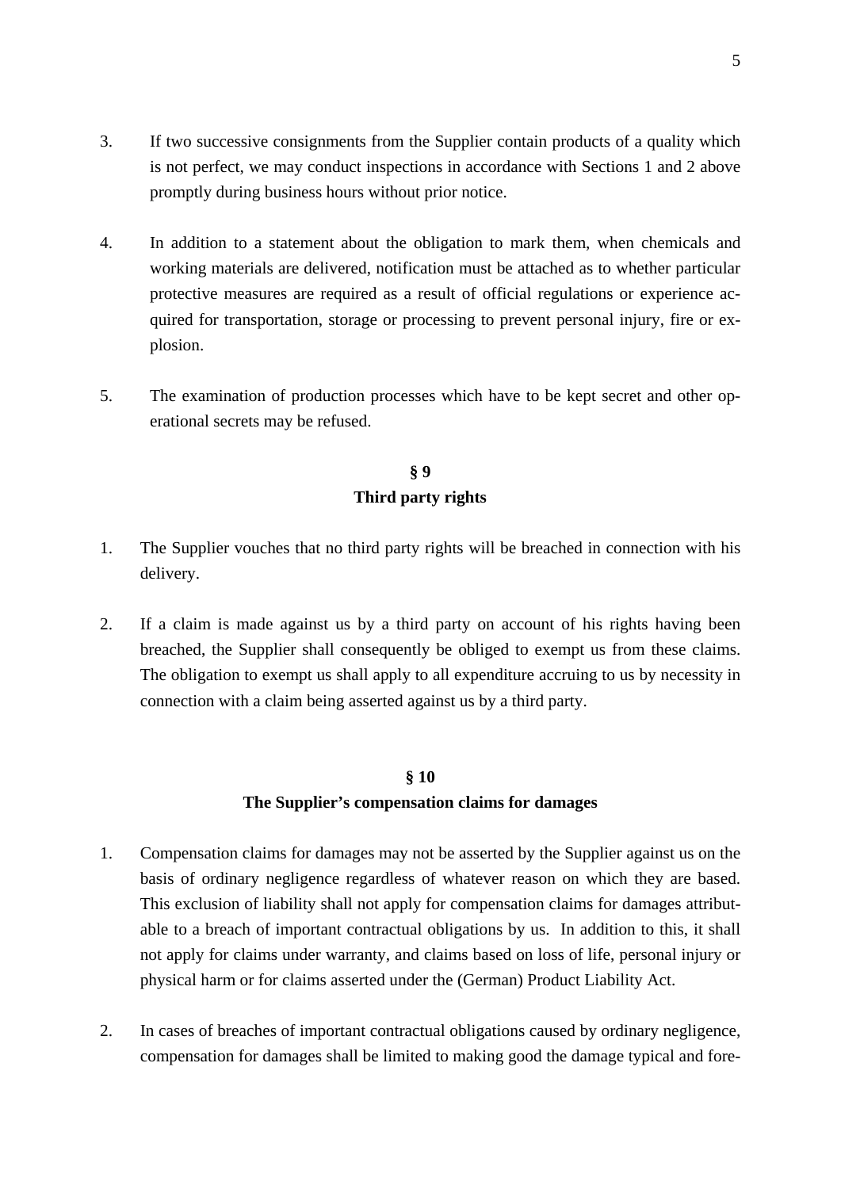3. If two successive consignments from the Supplier contain products of a quality which is not perfect, we may conduct inspections in accordance with Sections 1 and 2 above promptly during business hours without prior notice.

4. In addition to a statement about the obligation to mark them, when chemicals and working materials are delivered, notification must be attached as to whether particular protective measures are required as a result of official regulations or experience acquired for transportation, storage or processing to prevent personal injury, fire or explosion.

5. The examination of production processes which have to be kept secret and other operational secrets may be refused.

## § 9
## Third party rights

1. The Supplier vouches that no third party rights will be breached in connection with his delivery.

2. If a claim is made against us by a third party on account of his rights having been breached, the Supplier shall consequently be obliged to exempt us from these claims. The obligation to exempt us shall apply to all expenditure accruing to us by necessity in connection with a claim being asserted against us by a third party.

## § 10
## The Supplier's compensation claims for damages

1. Compensation claims for damages may not be asserted by the Supplier against us on the basis of ordinary negligence regardless of whatever reason on which they are based. This exclusion of liability shall not apply for compensation claims for damages attributable to a breach of important contractual obligations by us. In addition to this, it shall not apply for claims under warranty, and claims based on loss of life, personal injury or physical harm or for claims asserted under the (German) Product Liability Act.

2. In cases of breaches of important contractual obligations caused by ordinary negligence, compensation for damages shall be limited to making good the damage typical and fore-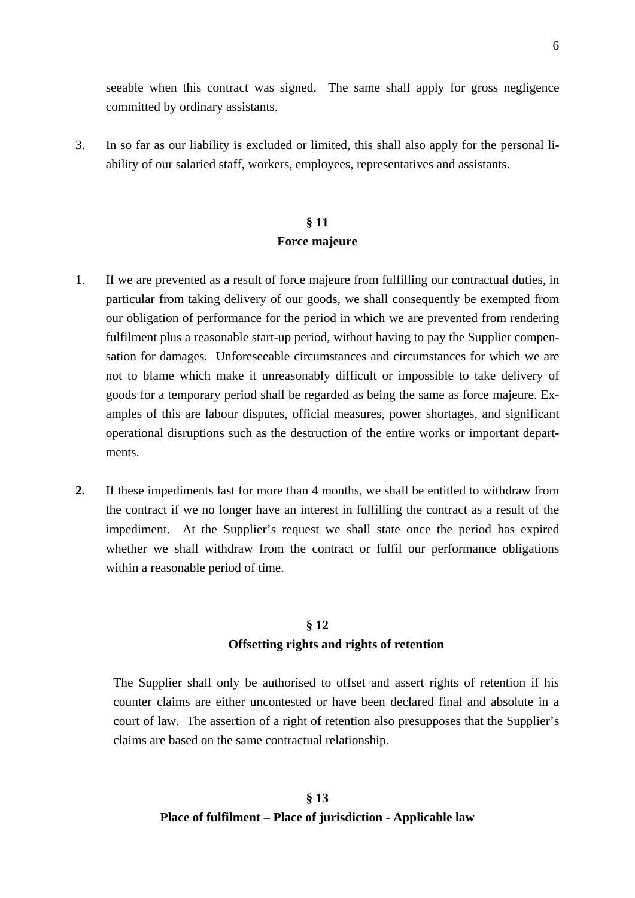seeable when this contract was signed. The same shall apply for gross negligence committed by ordinary assistants.

3. In so far as our liability is excluded or limited, this shall also apply for the personal liability of our salaried staff, workers, employees, representatives and assistants.

## § 11
## Force majeure

1. If we are prevented as a result of force majeure from fulfilling our contractual duties, in particular from taking delivery of our goods, we shall consequently be exempted from our obligation of performance for the period in which we are prevented from rendering fulfilment plus a reasonable start-up period, without having to pay the Supplier compensation for damages. Unforeseeable circumstances and circumstances for which we are not to blame which make it unreasonably difficult or impossible to take delivery of goods for a temporary period shall be regarded as being the same as force majeure. Examples of this are labour disputes, official measures, power shortages, and significant operational disruptions such as the destruction of the entire works or important departments.

2. If these impediments last for more than 4 months, we shall be entitled to withdraw from the contract if we no longer have an interest in fulfilling the contract as a result of the impediment. At the Supplier's request we shall state once the period has expired whether we shall withdraw from the contract or fulfil our performance obligations within a reasonable period of time.

## § 12
## Offsetting rights and rights of retention

The Supplier shall only be authorised to offset and assert rights of retention if his counter claims are either uncontested or have been declared final and absolute in a court of law. The assertion of a right of retention also presupposes that the Supplier's claims are based on the same contractual relationship.

## § 13
## Place of fulfilment – Place of jurisdiction - Applicable law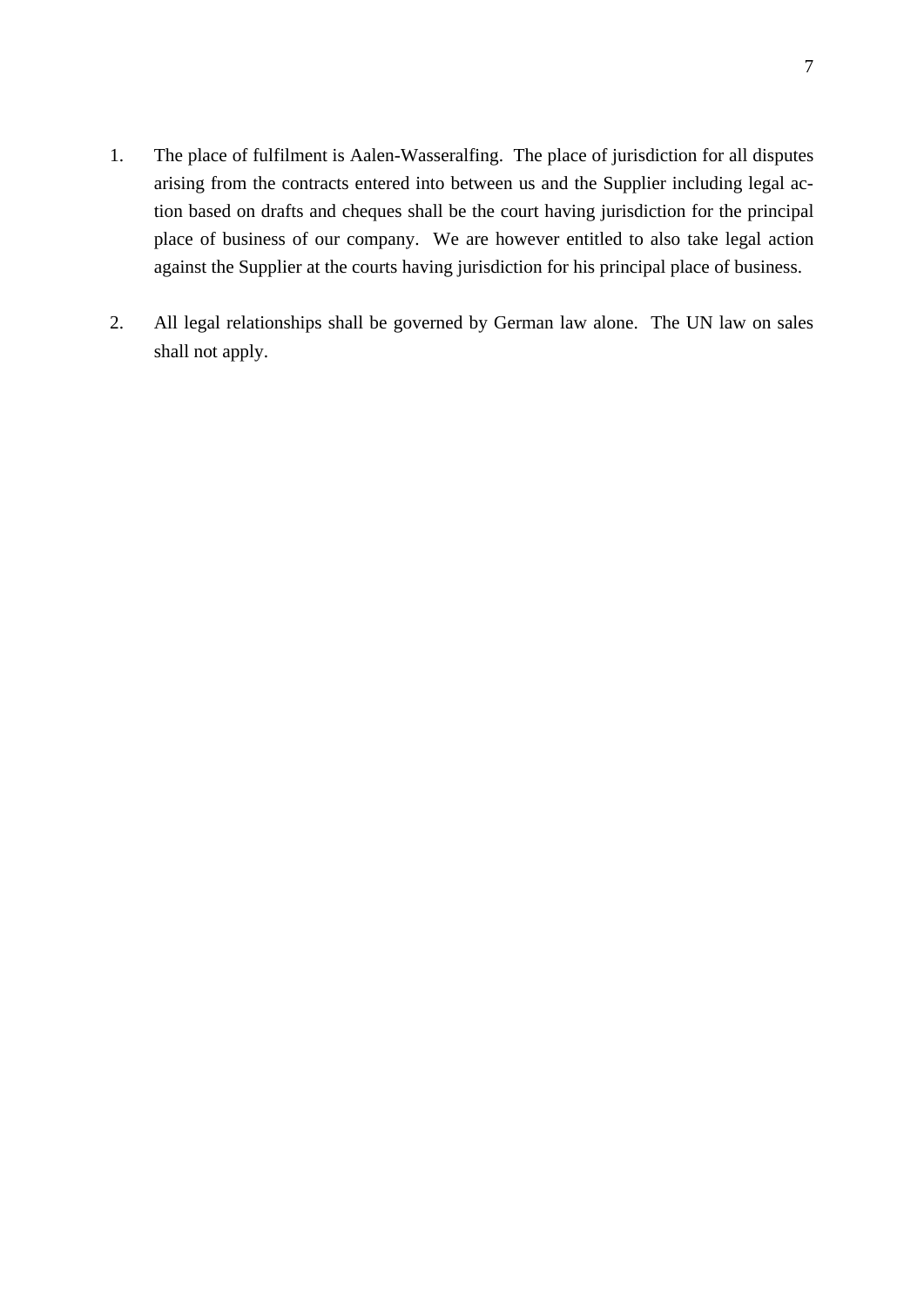1. The place of fulfilment is Aalen-Wasseralfing. The place of jurisdiction for all disputes arising from the contracts entered into between us and the Supplier including legal action based on drafts and cheques shall be the court having jurisdiction for the principal place of business of our company. We are however entitled to also take legal action against the Supplier at the courts having jurisdiction for his principal place of business.

2. All legal relationships shall be governed by German law alone. The UN law on sales shall not apply.